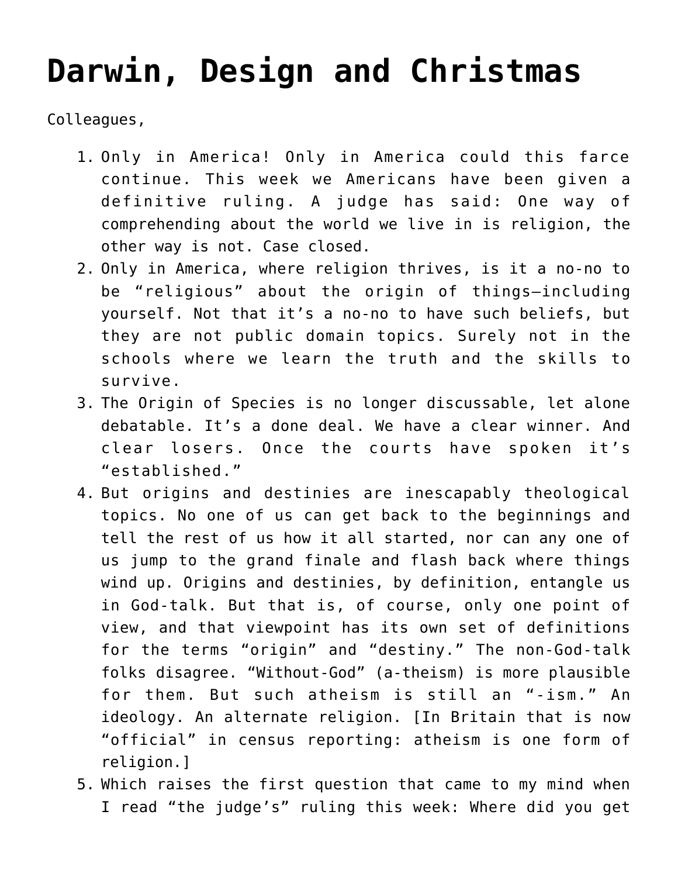# Darwin, Design and Christmas

Colleagues,

1. Only in America! Only in America could this farce continue. This week we Americans have been given a definitive ruling. A judge has said: One way of comprehending about the world we live in is religion, the other way is not. Case closed.
2. Only in America, where religion thrives, is it a no-no to be "religious" about the origin of things—including yourself. Not that it's a no-no to have such beliefs, but they are not public domain topics. Surely not in the schools where we learn the truth and the skills to survive.
3. The Origin of Species is no longer discussable, let alone debatable. It's a done deal. We have a clear winner. And clear losers. Once the courts have spoken it's "established."
4. But origins and destinies are inescapably theological topics. No one of us can get back to the beginnings and tell the rest of us how it all started, nor can any one of us jump to the grand finale and flash back where things wind up. Origins and destinies, by definition, entangle us in God-talk. But that is, of course, only one point of view, and that viewpoint has its own set of definitions for the terms "origin" and "destiny." The non-God-talk folks disagree. "Without-God" (a-theism) is more plausible for them. But such atheism is still an "-ism." An ideology. An alternate religion. [In Britain that is now "official" in census reporting: atheism is one form of religion.]
5. Which raises the first question that came to my mind when I read "the judge's" ruling this week: Where did you get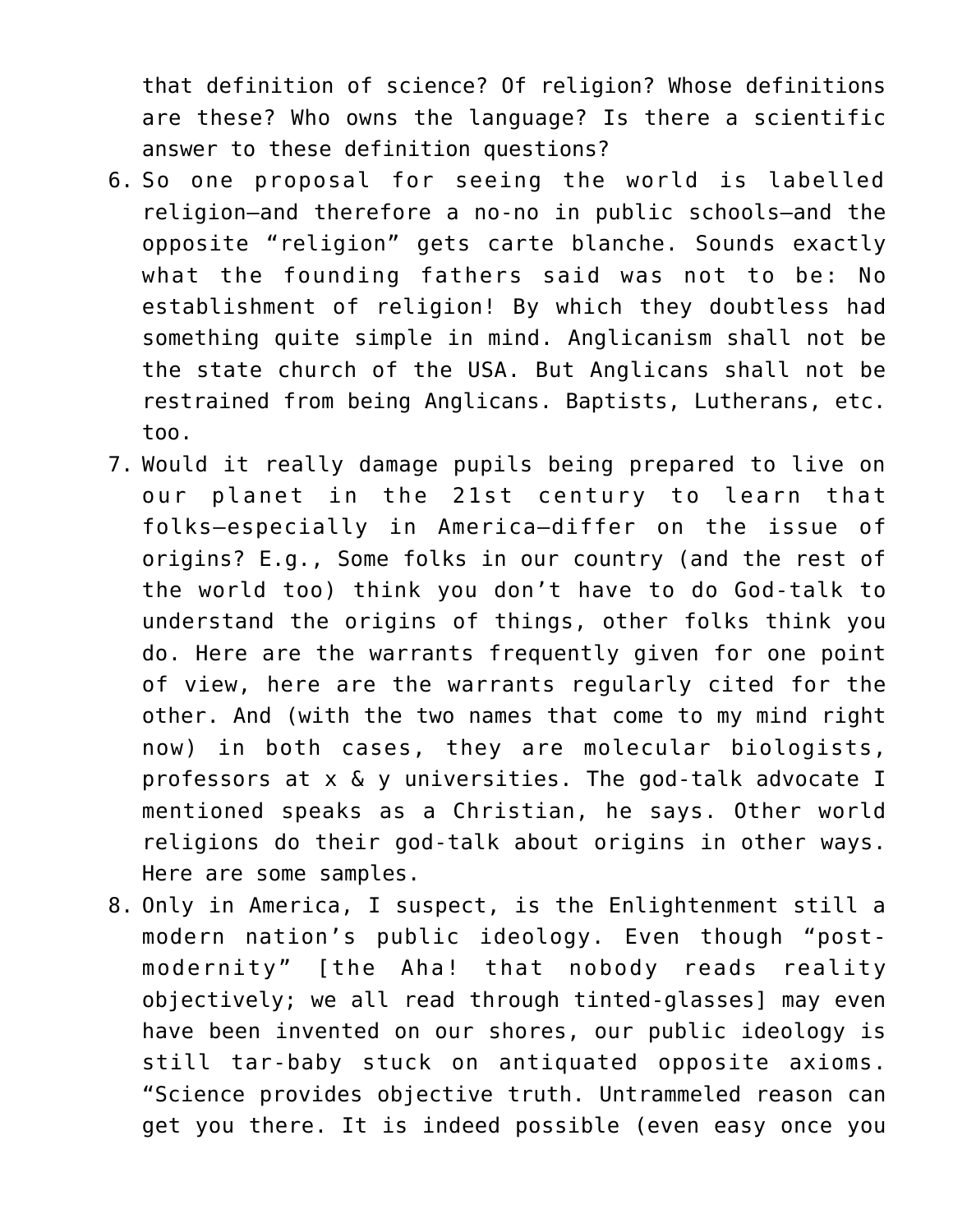that definition of science? Of religion? Whose definitions are these? Who owns the language? Is there a scientific answer to these definition questions?

6. So one proposal for seeing the world is labelled religion—and therefore a no-no in public schools—and the opposite "religion" gets carte blanche. Sounds exactly what the founding fathers said was not to be: No establishment of religion! By which they doubtless had something quite simple in mind. Anglicanism shall not be the state church of the USA. But Anglicans shall not be restrained from being Anglicans. Baptists, Lutherans, etc. too.
7. Would it really damage pupils being prepared to live on our planet in the 21st century to learn that folks—especially in America—differ on the issue of origins? E.g., Some folks in our country (and the rest of the world too) think you don't have to do God-talk to understand the origins of things, other folks think you do. Here are the warrants frequently given for one point of view, here are the warrants regularly cited for the other. And (with the two names that come to my mind right now) in both cases, they are molecular biologists, professors at x & y universities. The god-talk advocate I mentioned speaks as a Christian, he says. Other world religions do their god-talk about origins in other ways. Here are some samples.
8. Only in America, I suspect, is the Enlightenment still a modern nation's public ideology. Even though "post-modernity" [the Aha! that nobody reads reality objectively; we all read through tinted-glasses] may even have been invented on our shores, our public ideology is still tar-baby stuck on antiquated opposite axioms. "Science provides objective truth. Untrammeled reason can get you there. It is indeed possible (even easy once you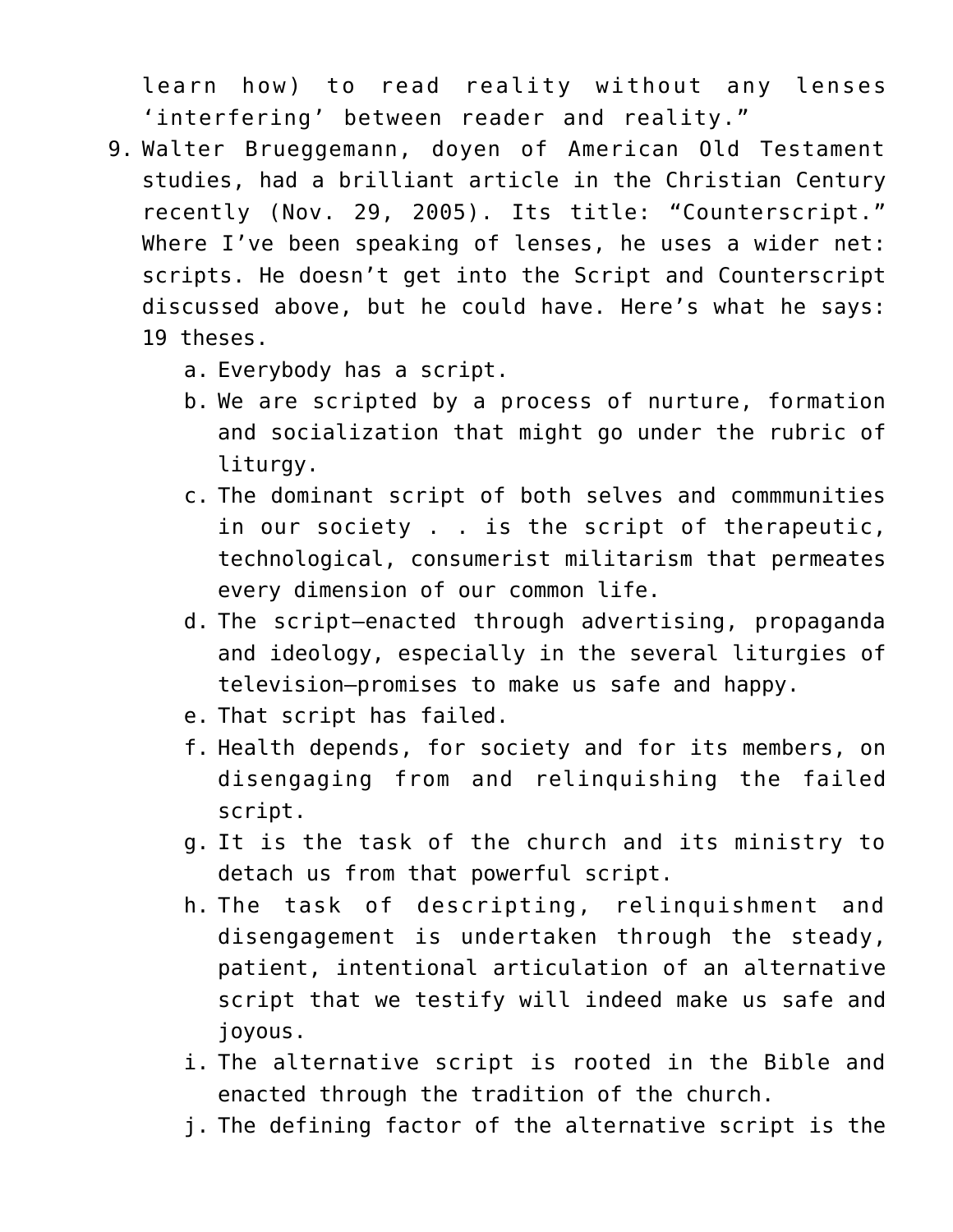learn how) to read reality without any lenses 'interfering' between reader and reality."

9. Walter Brueggemann, doyen of American Old Testament studies, had a brilliant article in the Christian Century recently (Nov. 29, 2005). Its title: "Counterscript." Where I've been speaking of lenses, he uses a wider net: scripts. He doesn't get into the Script and Counterscript discussed above, but he could have. Here's what he says: 19 theses.
    a. Everybody has a script.
    b. We are scripted by a process of nurture, formation and socialization that might go under the rubric of liturgy.
    c. The dominant script of both selves and commmunities in our society . . is the script of therapeutic, technological, consumerist militarism that permeates every dimension of our common life.
    d. The script—enacted through advertising, propaganda and ideology, especially in the several liturgies of television—promises to make us safe and happy.
    e. That script has failed.
    f. Health depends, for society and for its members, on disengaging from and relinquishing the failed script.
    g. It is the task of the church and its ministry to detach us from that powerful script.
    h. The task of descripting, relinquishment and disengagement is undertaken through the steady, patient, intentional articulation of an alternative script that we testify will indeed make us safe and joyous.
    i. The alternative script is rooted in the Bible and enacted through the tradition of the church.
    j. The defining factor of the alternative script is the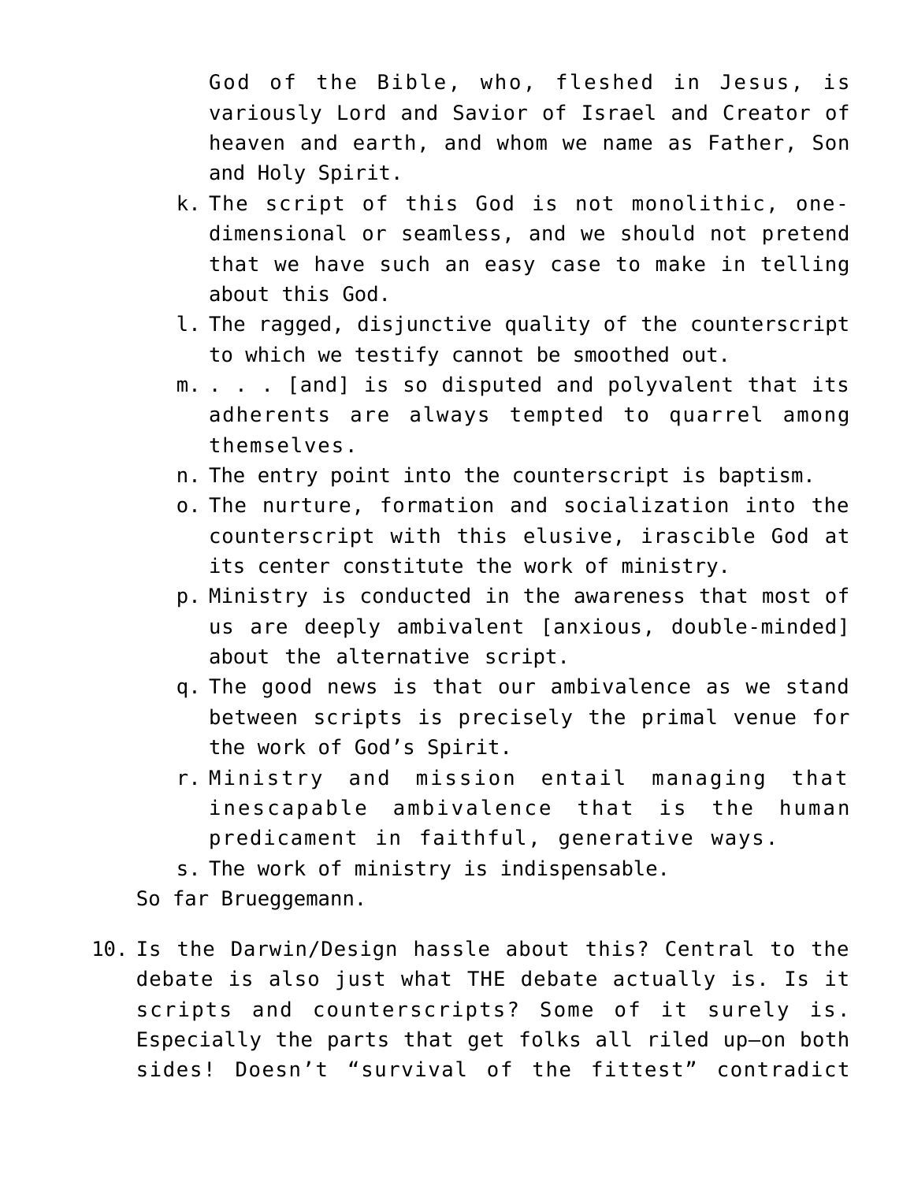God of the Bible, who, fleshed in Jesus, is variously Lord and Savior of Israel and Creator of heaven and earth, and whom we name as Father, Son and Holy Spirit.

k. The script of this God is not monolithic, one-dimensional or seamless, and we should not pretend that we have such an easy case to make in telling about this God.
l. The ragged, disjunctive quality of the counterscript to which we testify cannot be smoothed out.
m. . . . [and] is so disputed and polyvalent that its adherents are always tempted to quarrel among themselves.
n. The entry point into the counterscript is baptism.
o. The nurture, formation and socialization into the counterscript with this elusive, irascible God at its center constitute the work of ministry.
p. Ministry is conducted in the awareness that most of us are deeply ambivalent [anxious, double-minded] about the alternative script.
q. The good news is that our ambivalence as we stand between scripts is precisely the primal venue for the work of God's Spirit.
r. Ministry and mission entail managing that inescapable ambivalence that is the human predicament in faithful, generative ways.
s. The work of ministry is indispensable.

So far Brueggemann.

10. Is the Darwin/Design hassle about this? Central to the debate is also just what THE debate actually is. Is it scripts and counterscripts? Some of it surely is. Especially the parts that get folks all riled up—on both sides! Doesn't "survival of the fittest" contradict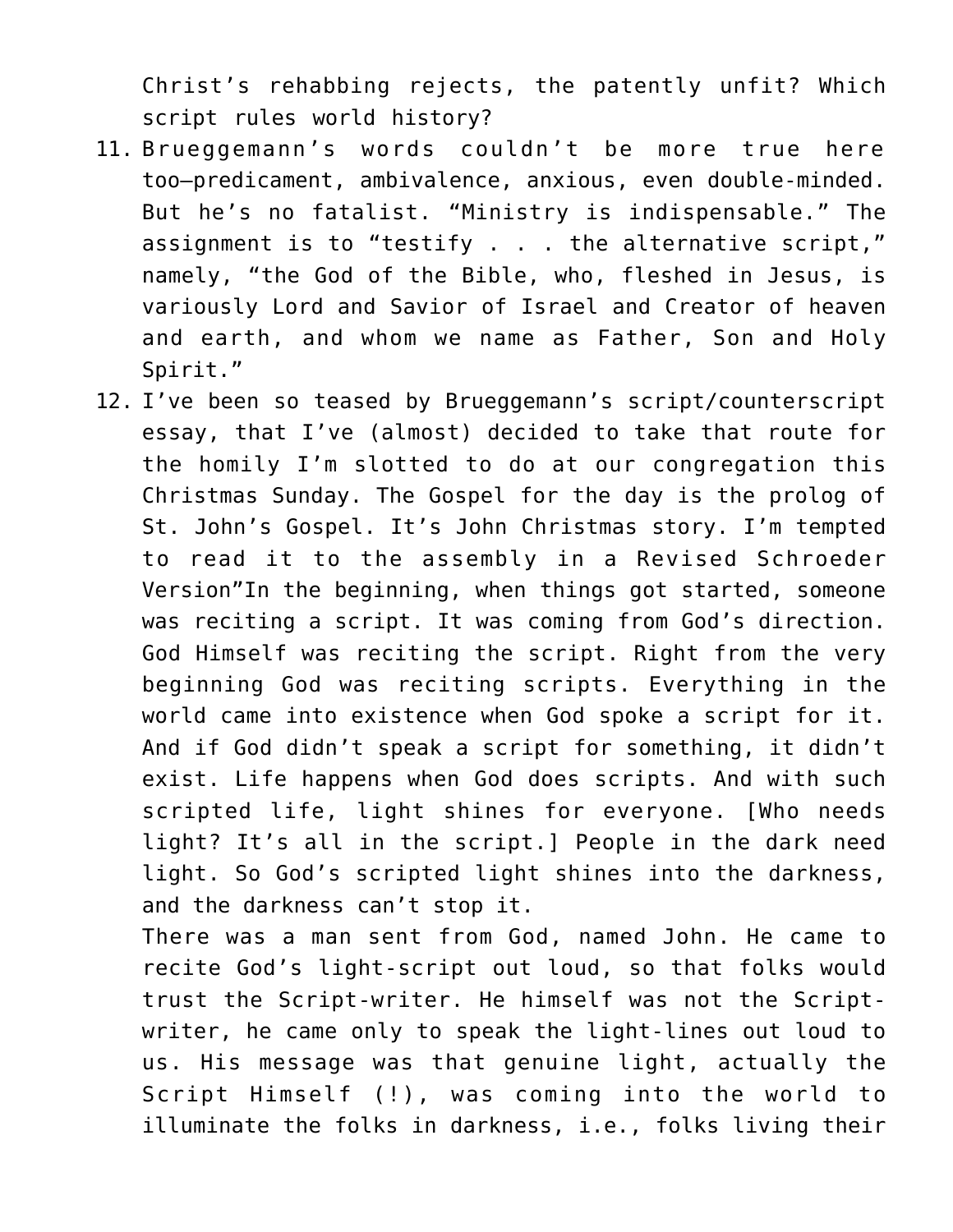Christ's rehabbing rejects, the patently unfit? Which script rules world history?

11. Brueggemann's words couldn't be more true here too—predicament, ambivalence, anxious, even double-minded. But he's no fatalist. "Ministry is indispensable." The assignment is to "testify . . . the alternative script," namely, "the God of the Bible, who, fleshed in Jesus, is variously Lord and Savior of Israel and Creator of heaven and earth, and whom we name as Father, Son and Holy Spirit."
12. I've been so teased by Brueggemann's script/counterscript essay, that I've (almost) decided to take that route for the homily I'm slotted to do at our congregation this Christmas Sunday. The Gospel for the day is the prolog of St. John's Gospel. It's John Christmas story. I'm tempted to read it to the assembly in a Revised Schroeder Version"In the beginning, when things got started, someone was reciting a script. It was coming from God's direction. God Himself was reciting the script. Right from the very beginning God was reciting scripts. Everything in the world came into existence when God spoke a script for it. And if God didn't speak a script for something, it didn't exist. Life happens when God does scripts. And with such scripted life, light shines for everyone. [Who needs light? It's all in the script.] People in the dark need light. So God's scripted light shines into the darkness, and the darkness can't stop it.

    There was a man sent from God, named John. He came to recite God's light-script out loud, so that folks would trust the Script-writer. He himself was not the Script-writer, he came only to speak the light-lines out loud to us. His message was that genuine light, actually the Script Himself (!), was coming into the world to illuminate the folks in darkness, i.e., folks living their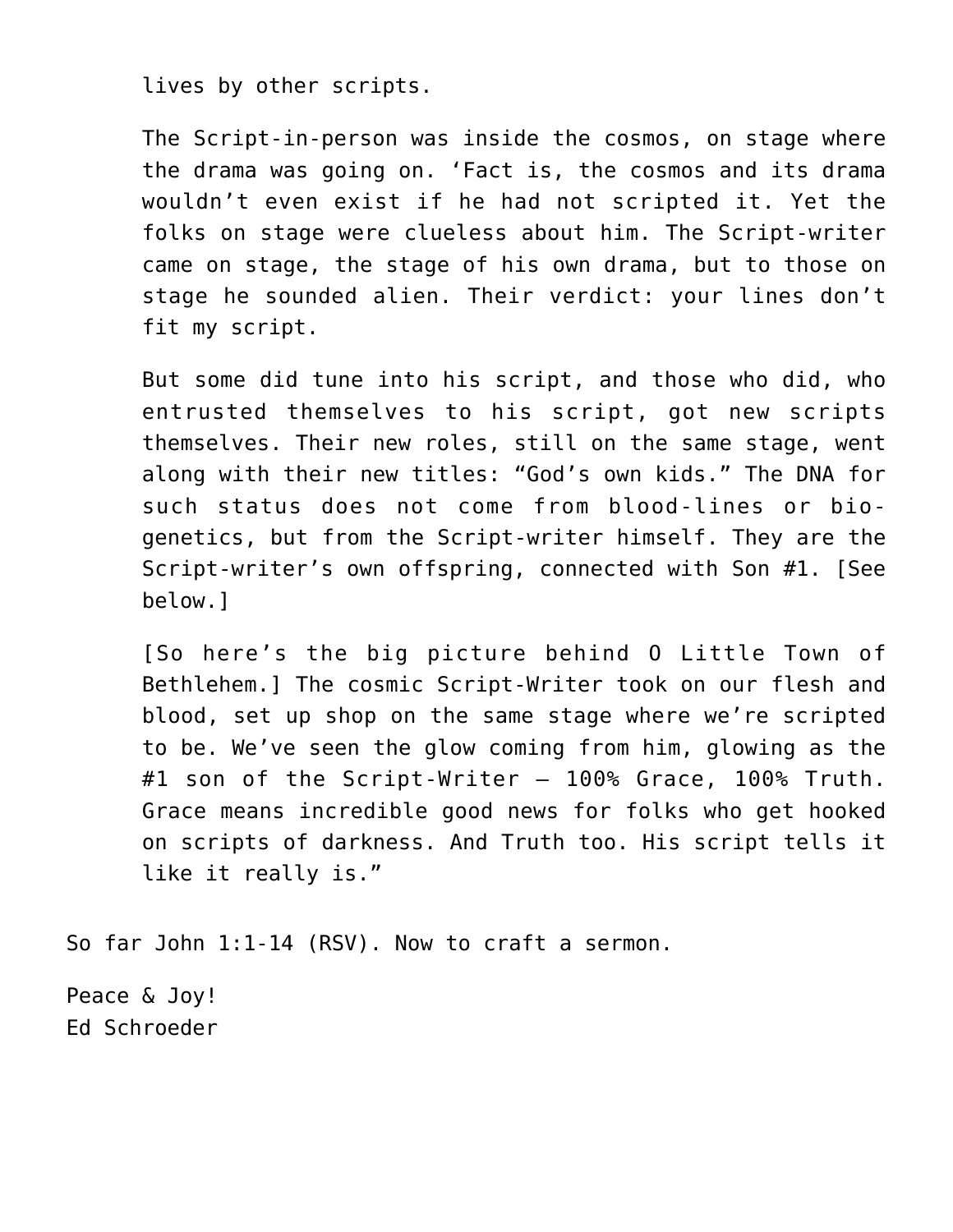lives by other scripts.

> The Script-in-person was inside the cosmos, on stage where the drama was going on. 'Fact is, the cosmos and its drama wouldn't even exist if he had not scripted it. Yet the folks on stage were clueless about him. The Script-writer came on stage, the stage of his own drama, but to those on stage he sounded alien. Their verdict: your lines don't fit my script.
>
> But some did tune into his script, and those who did, who entrusted themselves to his script, got new scripts themselves. Their new roles, still on the same stage, went along with their new titles: "God's own kids." The DNA for such status does not come from blood-lines or bio-genetics, but from the Script-writer himself. They are the Script-writer's own offspring, connected with Son #1. [See below.]
>
> [So here's the big picture behind O Little Town of Bethlehem.] The cosmic Script-Writer took on our flesh and blood, set up shop on the same stage where we're scripted to be. We've seen the glow coming from him, glowing as the #1 son of the Script-Writer – 100% Grace, 100% Truth. Grace means incredible good news for folks who get hooked on scripts of darkness. And Truth too. His script tells it like it really is."

So far John 1:1-14 (RSV). Now to craft a sermon.

Peace & Joy!
Ed Schroeder